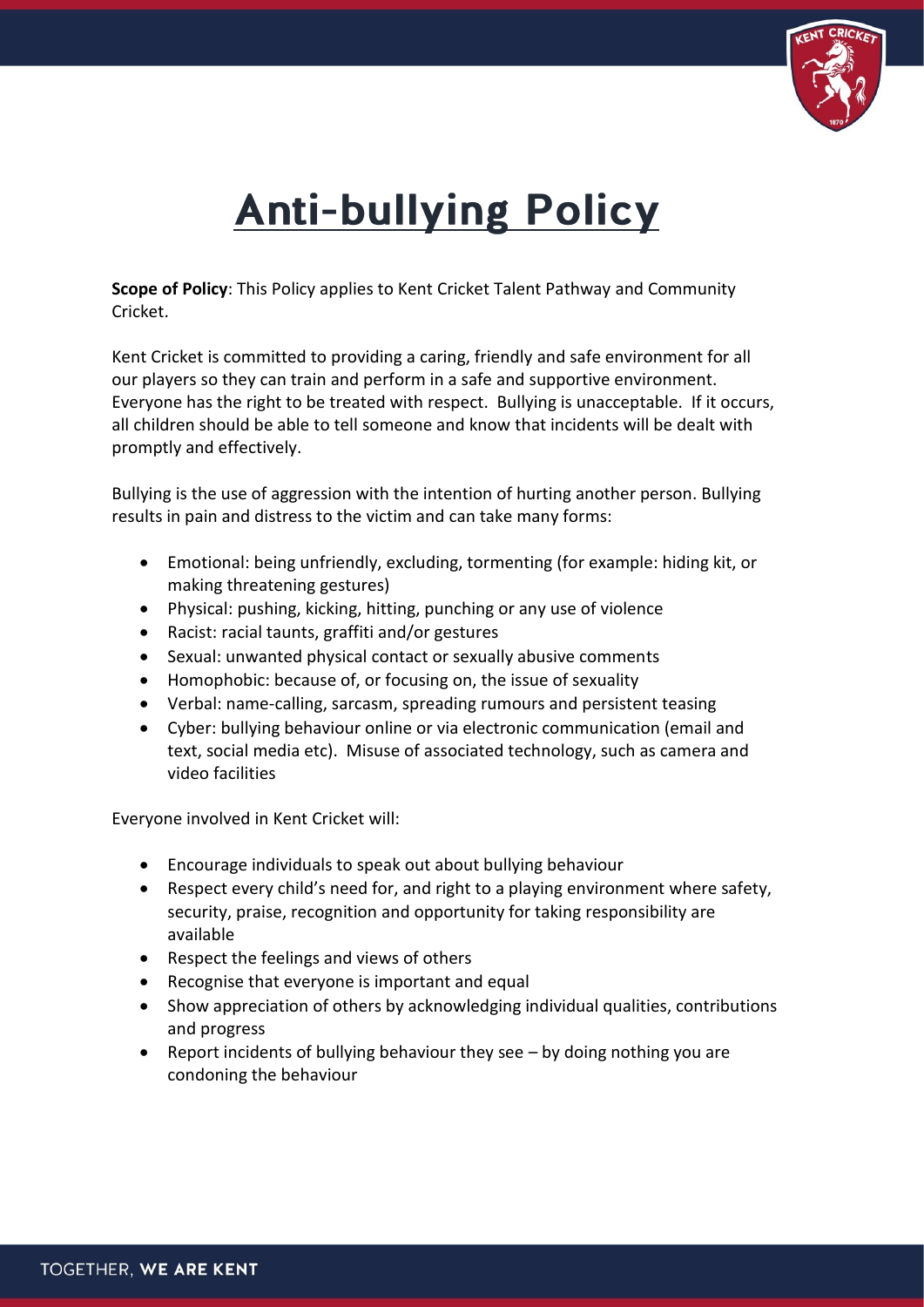# Anti-bullying Policy

**Scope of Policy**: This Policy applies to Kent Cricket Talent Pathway and Community Cricket.

Kent Cricket is committed to providing a caring, friendly and safe environment for all our players so they can train and perform in a safe and supportive environment. Everyone has the right to be treated with respect. Bullying is unacceptable. If it occurs, all children should be able to tell someone and know that incidents will be dealt with promptly and effectively.

Bullying is the use of aggression with the intention of hurting another person. Bullying results in pain and distress to the victim and can take many forms:

- Emotional: being unfriendly, excluding, tormenting (for example: hiding kit, or making threatening gestures)
- Physical: pushing, kicking, hitting, punching or any use of violence
- Racist: racial taunts, graffiti and/or gestures
- Sexual: unwanted physical contact or sexually abusive comments
- Homophobic: because of, or focusing on, the issue of sexuality
- Verbal: name-calling, sarcasm, spreading rumours and persistent teasing
- Cyber: bullying behaviour online or via electronic communication (email and text, social media etc). Misuse of associated technology, such as camera and video facilities

Everyone involved in Kent Cricket will:

- Encourage individuals to speak out about bullying behaviour
- Respect every child's need for, and right to a playing environment where safety, security, praise, recognition and opportunity for taking responsibility are available
- Respect the feelings and views of others
- Recognise that everyone is important and equal
- Show appreciation of others by acknowledging individual qualities, contributions and progress
- Report incidents of bullying behaviour they see – by doing nothing you are condoning the behaviour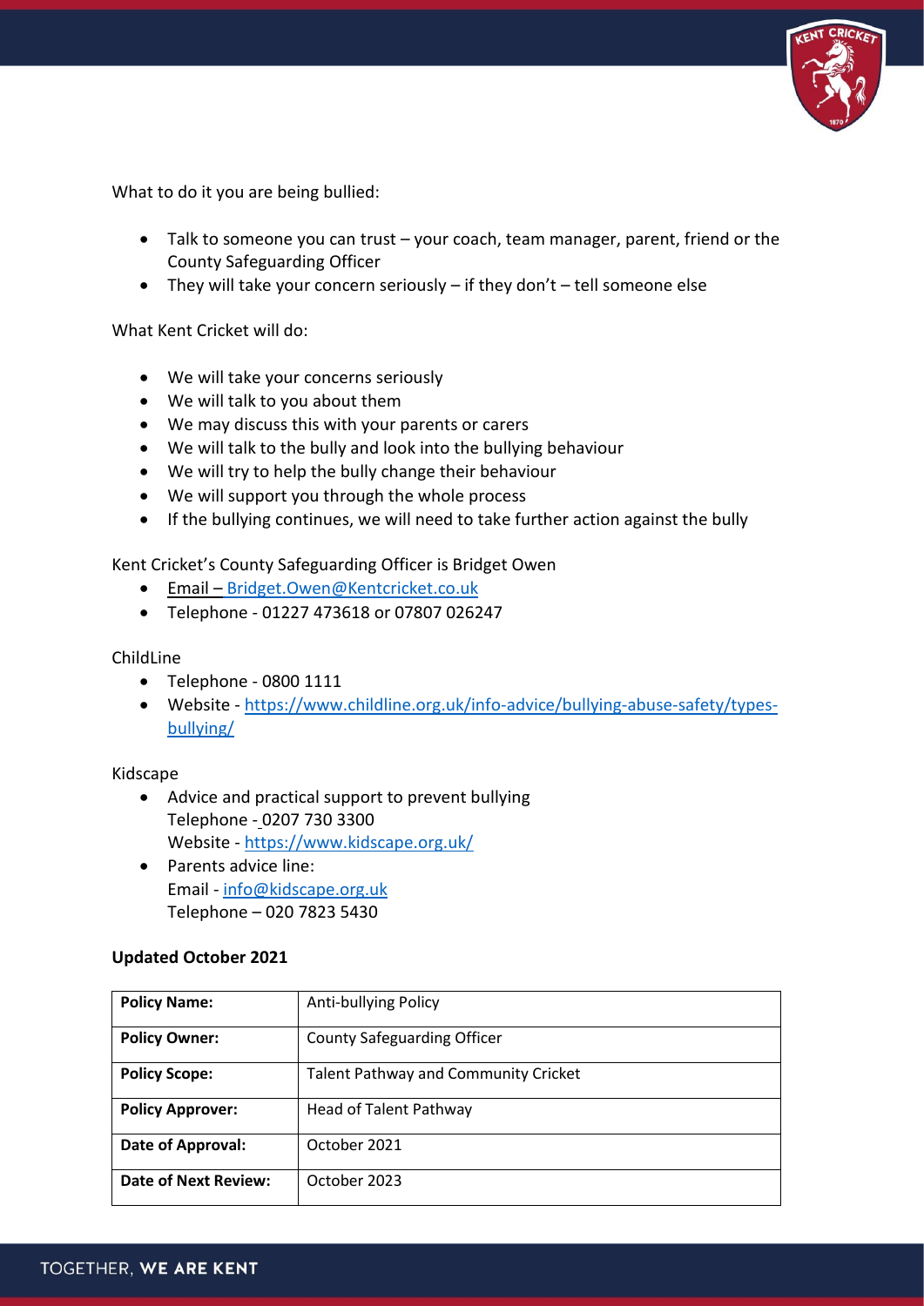What to do it you are being bullied:

- Talk to someone you can trust – your coach, team manager, parent, friend or the County Safeguarding Officer
- They will take your concern seriously – if they don't – tell someone else

What Kent Cricket will do:

- We will take your concerns seriously
- We will talk to you about them
- We may discuss this with your parents or carers
- We will talk to the bully and look into the bullying behaviour
- We will try to help the bully change their behaviour
- We will support you through the whole process
- If the bullying continues, we will need to take further action against the bully

Kent Cricket's County Safeguarding Officer is Bridget Owen

- Email – Bridget.Owen@Kentcricket.co.uk
- Telephone - 01227 473618 or 07807 026247

ChildLine

- Telephone - 0800 1111
- Website - https://www.childline.org.uk/info-advice/bullying-abuse-safety/types-bullying/

Kidscape

- Advice and practical support to prevent bullying
  Telephone - 0207 730 3300
  Website - https://www.kidscape.org.uk/
- Parents advice line:
  Email - info@kidscape.org.uk
  Telephone – 020 7823 5430

**Updated October 2021**

| | |
|---|---|
| **Policy Name:** | Anti-bullying Policy |
| **Policy Owner:** | County Safeguarding Officer |
| **Policy Scope:** | Talent Pathway and Community Cricket |
| **Policy Approver:** | Head of Talent Pathway |
| **Date of Approval:** | October 2021 |
| **Date of Next Review:** | October 2023 |